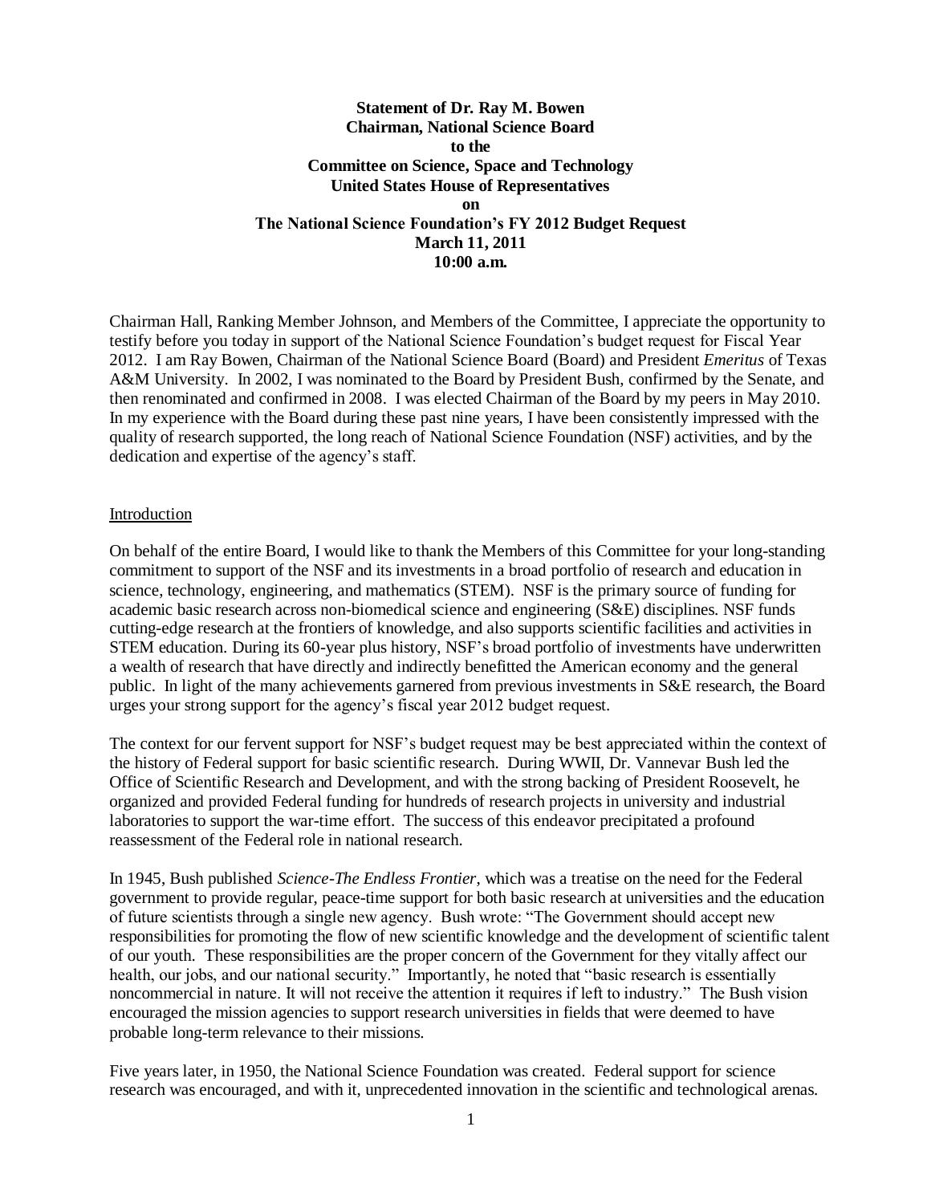**Statement of Dr. Ray M. Bowen**
**Chairman, National Science Board**
**to the**
**Committee on Science, Space and Technology**
**United States House of Representatives**
**on**
**The National Science Foundation's FY 2012 Budget Request**
**March 11, 2011**
**10:00 a.m.**

Chairman Hall, Ranking Member Johnson, and Members of the Committee, I appreciate the opportunity to testify before you today in support of the National Science Foundation's budget request for Fiscal Year 2012. I am Ray Bowen, Chairman of the National Science Board (Board) and President *Emeritus* of Texas A&M University. In 2002, I was nominated to the Board by President Bush, confirmed by the Senate, and then renominated and confirmed in 2008. I was elected Chairman of the Board by my peers in May 2010. In my experience with the Board during these past nine years, I have been consistently impressed with the quality of research supported, the long reach of National Science Foundation (NSF) activities, and by the dedication and expertise of the agency's staff.

## Introduction

On behalf of the entire Board, I would like to thank the Members of this Committee for your long-standing commitment to support of the NSF and its investments in a broad portfolio of research and education in science, technology, engineering, and mathematics (STEM). NSF is the primary source of funding for academic basic research across non-biomedical science and engineering (S&E) disciplines. NSF funds cutting-edge research at the frontiers of knowledge, and also supports scientific facilities and activities in STEM education. During its 60-year plus history, NSF's broad portfolio of investments have underwritten a wealth of research that have directly and indirectly benefitted the American economy and the general public. In light of the many achievements garnered from previous investments in S&E research, the Board urges your strong support for the agency's fiscal year 2012 budget request.

The context for our fervent support for NSF's budget request may be best appreciated within the context of the history of Federal support for basic scientific research. During WWII, Dr. Vannevar Bush led the Office of Scientific Research and Development, and with the strong backing of President Roosevelt, he organized and provided Federal funding for hundreds of research projects in university and industrial laboratories to support the war-time effort. The success of this endeavor precipitated a profound reassessment of the Federal role in national research.

In 1945, Bush published *Science-The Endless Frontier*, which was a treatise on the need for the Federal government to provide regular, peace-time support for both basic research at universities and the education of future scientists through a single new agency. Bush wrote: "The Government should accept new responsibilities for promoting the flow of new scientific knowledge and the development of scientific talent of our youth. These responsibilities are the proper concern of the Government for they vitally affect our health, our jobs, and our national security." Importantly, he noted that "basic research is essentially noncommercial in nature. It will not receive the attention it requires if left to industry." The Bush vision encouraged the mission agencies to support research universities in fields that were deemed to have probable long-term relevance to their missions.

Five years later, in 1950, the National Science Foundation was created. Federal support for science research was encouraged, and with it, unprecedented innovation in the scientific and technological arenas.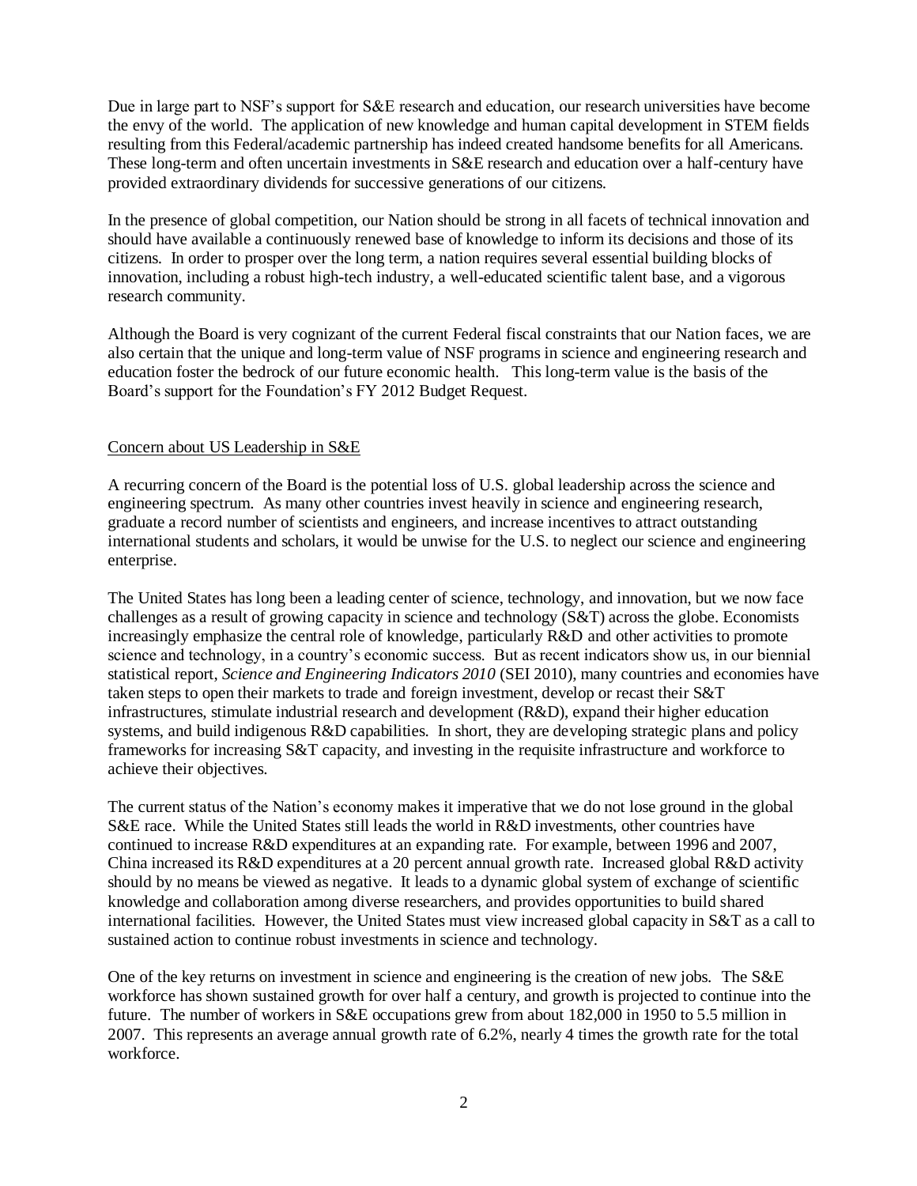Due in large part to NSF's support for S&E research and education, our research universities have become the envy of the world. The application of new knowledge and human capital development in STEM fields resulting from this Federal/academic partnership has indeed created handsome benefits for all Americans. These long-term and often uncertain investments in S&E research and education over a half-century have provided extraordinary dividends for successive generations of our citizens.

In the presence of global competition, our Nation should be strong in all facets of technical innovation and should have available a continuously renewed base of knowledge to inform its decisions and those of its citizens. In order to prosper over the long term, a nation requires several essential building blocks of innovation, including a robust high-tech industry, a well-educated scientific talent base, and a vigorous research community.

Although the Board is very cognizant of the current Federal fiscal constraints that our Nation faces, we are also certain that the unique and long-term value of NSF programs in science and engineering research and education foster the bedrock of our future economic health. This long-term value is the basis of the Board's support for the Foundation's FY 2012 Budget Request.

## Concern about US Leadership in S&E

A recurring concern of the Board is the potential loss of U.S. global leadership across the science and engineering spectrum. As many other countries invest heavily in science and engineering research, graduate a record number of scientists and engineers, and increase incentives to attract outstanding international students and scholars, it would be unwise for the U.S. to neglect our science and engineering enterprise.

The United States has long been a leading center of science, technology, and innovation, but we now face challenges as a result of growing capacity in science and technology (S&T) across the globe. Economists increasingly emphasize the central role of knowledge, particularly R&D and other activities to promote science and technology, in a country's economic success. But as recent indicators show us, in our biennial statistical report, *Science and Engineering Indicators 2010* (SEI 2010), many countries and economies have taken steps to open their markets to trade and foreign investment, develop or recast their S&T infrastructures, stimulate industrial research and development (R&D), expand their higher education systems, and build indigenous R&D capabilities. In short, they are developing strategic plans and policy frameworks for increasing S&T capacity, and investing in the requisite infrastructure and workforce to achieve their objectives.

The current status of the Nation's economy makes it imperative that we do not lose ground in the global S&E race. While the United States still leads the world in R&D investments, other countries have continued to increase R&D expenditures at an expanding rate. For example, between 1996 and 2007, China increased its R&D expenditures at a 20 percent annual growth rate. Increased global R&D activity should by no means be viewed as negative. It leads to a dynamic global system of exchange of scientific knowledge and collaboration among diverse researchers, and provides opportunities to build shared international facilities. However, the United States must view increased global capacity in S&T as a call to sustained action to continue robust investments in science and technology.

One of the key returns on investment in science and engineering is the creation of new jobs. The S&E workforce has shown sustained growth for over half a century, and growth is projected to continue into the future. The number of workers in S&E occupations grew from about 182,000 in 1950 to 5.5 million in 2007. This represents an average annual growth rate of 6.2%, nearly 4 times the growth rate for the total workforce.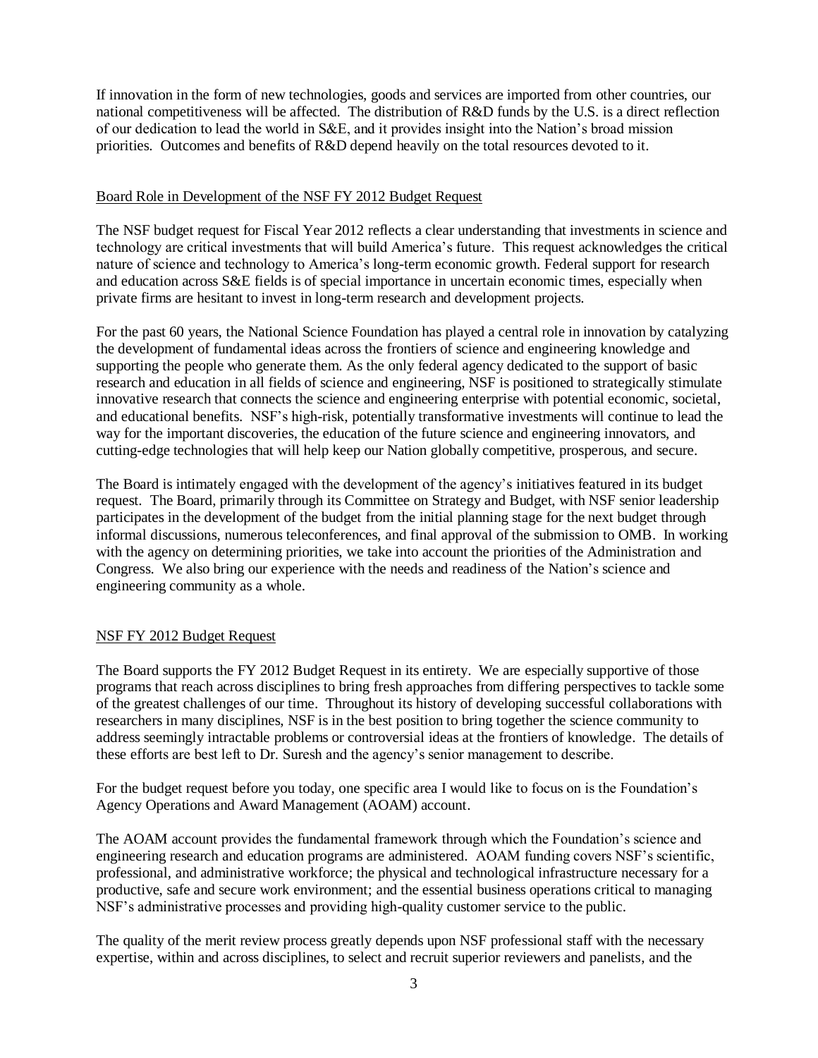If innovation in the form of new technologies, goods and services are imported from other countries, our national competitiveness will be affected. The distribution of R&D funds by the U.S. is a direct reflection of our dedication to lead the world in S&E, and it provides insight into the Nation's broad mission priorities. Outcomes and benefits of R&D depend heavily on the total resources devoted to it.

## Board Role in Development of the NSF FY 2012 Budget Request

The NSF budget request for Fiscal Year 2012 reflects a clear understanding that investments in science and technology are critical investments that will build America's future. This request acknowledges the critical nature of science and technology to America's long-term economic growth. Federal support for research and education across S&E fields is of special importance in uncertain economic times, especially when private firms are hesitant to invest in long-term research and development projects.

For the past 60 years, the National Science Foundation has played a central role in innovation by catalyzing the development of fundamental ideas across the frontiers of science and engineering knowledge and supporting the people who generate them. As the only federal agency dedicated to the support of basic research and education in all fields of science and engineering, NSF is positioned to strategically stimulate innovative research that connects the science and engineering enterprise with potential economic, societal, and educational benefits. NSF's high-risk, potentially transformative investments will continue to lead the way for the important discoveries, the education of the future science and engineering innovators, and cutting-edge technologies that will help keep our Nation globally competitive, prosperous, and secure.

The Board is intimately engaged with the development of the agency's initiatives featured in its budget request. The Board, primarily through its Committee on Strategy and Budget, with NSF senior leadership participates in the development of the budget from the initial planning stage for the next budget through informal discussions, numerous teleconferences, and final approval of the submission to OMB. In working with the agency on determining priorities, we take into account the priorities of the Administration and Congress. We also bring our experience with the needs and readiness of the Nation's science and engineering community as a whole.

## NSF FY 2012 Budget Request

The Board supports the FY 2012 Budget Request in its entirety. We are especially supportive of those programs that reach across disciplines to bring fresh approaches from differing perspectives to tackle some of the greatest challenges of our time. Throughout its history of developing successful collaborations with researchers in many disciplines, NSF is in the best position to bring together the science community to address seemingly intractable problems or controversial ideas at the frontiers of knowledge. The details of these efforts are best left to Dr. Suresh and the agency's senior management to describe.

For the budget request before you today, one specific area I would like to focus on is the Foundation's Agency Operations and Award Management (AOAM) account.

The AOAM account provides the fundamental framework through which the Foundation's science and engineering research and education programs are administered. AOAM funding covers NSF's scientific, professional, and administrative workforce; the physical and technological infrastructure necessary for a productive, safe and secure work environment; and the essential business operations critical to managing NSF's administrative processes and providing high-quality customer service to the public.

The quality of the merit review process greatly depends upon NSF professional staff with the necessary expertise, within and across disciplines, to select and recruit superior reviewers and panelists, and the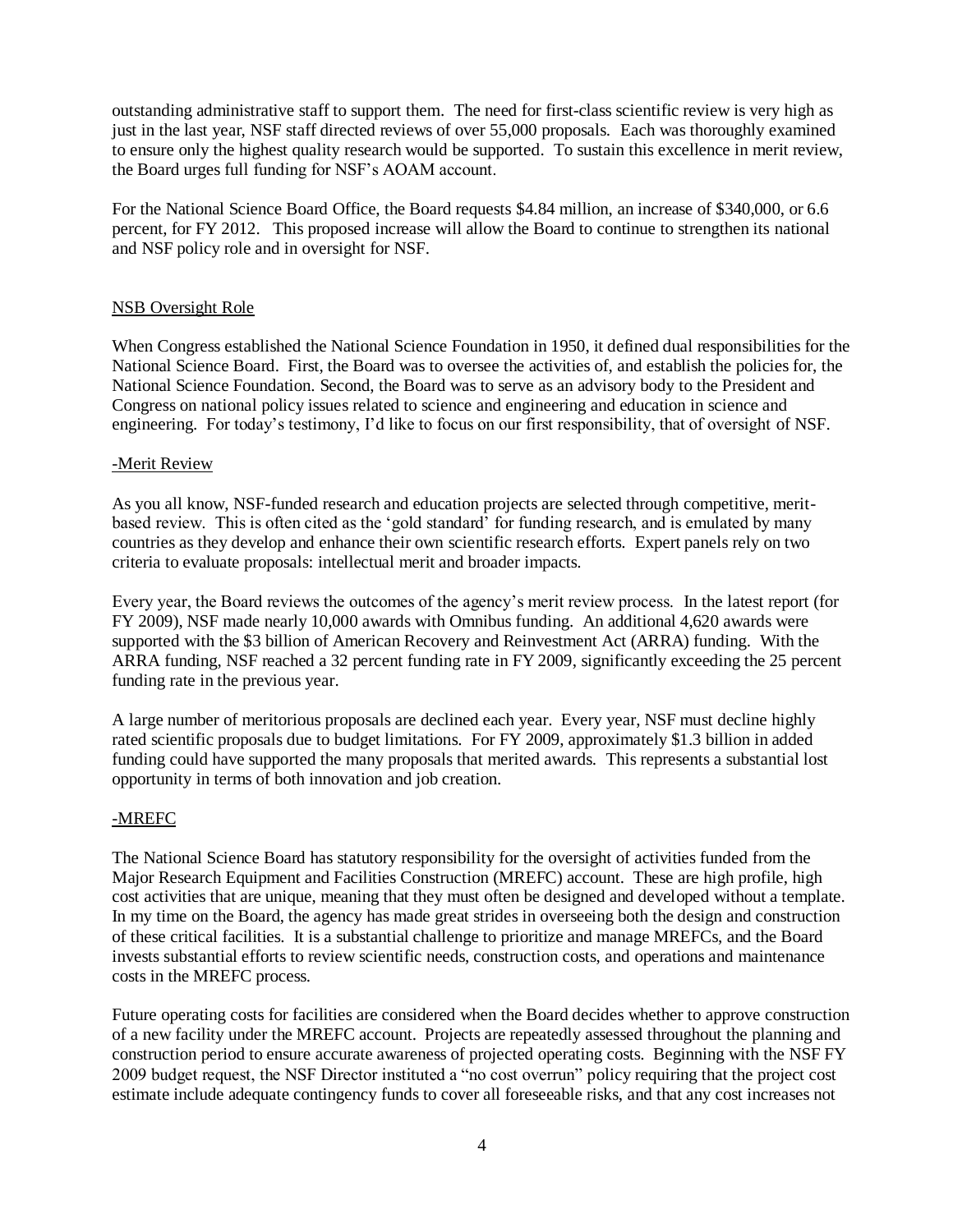outstanding administrative staff to support them. The need for first-class scientific review is very high as just in the last year, NSF staff directed reviews of over 55,000 proposals. Each was thoroughly examined to ensure only the highest quality research would be supported. To sustain this excellence in merit review, the Board urges full funding for NSF's AOAM account.

For the National Science Board Office, the Board requests $4.84 million, an increase of $340,000, or 6.6 percent, for FY 2012. This proposed increase will allow the Board to continue to strengthen its national and NSF policy role and in oversight for NSF.

## NSB Oversight Role

When Congress established the National Science Foundation in 1950, it defined dual responsibilities for the National Science Board. First, the Board was to oversee the activities of, and establish the policies for, the National Science Foundation. Second, the Board was to serve as an advisory body to the President and Congress on national policy issues related to science and engineering and education in science and engineering. For today's testimony, I'd like to focus on our first responsibility, that of oversight of NSF.

### -Merit Review

As you all know, NSF-funded research and education projects are selected through competitive, merit-based review. This is often cited as the 'gold standard' for funding research, and is emulated by many countries as they develop and enhance their own scientific research efforts. Expert panels rely on two criteria to evaluate proposals: intellectual merit and broader impacts.

Every year, the Board reviews the outcomes of the agency's merit review process. In the latest report (for FY 2009), NSF made nearly 10,000 awards with Omnibus funding. An additional 4,620 awards were supported with the $3 billion of American Recovery and Reinvestment Act (ARRA) funding. With the ARRA funding, NSF reached a 32 percent funding rate in FY 2009, significantly exceeding the 25 percent funding rate in the previous year.

A large number of meritorious proposals are declined each year. Every year, NSF must decline highly rated scientific proposals due to budget limitations. For FY 2009, approximately $1.3 billion in added funding could have supported the many proposals that merited awards. This represents a substantial lost opportunity in terms of both innovation and job creation.

### -MREFC

The National Science Board has statutory responsibility for the oversight of activities funded from the Major Research Equipment and Facilities Construction (MREFC) account. These are high profile, high cost activities that are unique, meaning that they must often be designed and developed without a template. In my time on the Board, the agency has made great strides in overseeing both the design and construction of these critical facilities. It is a substantial challenge to prioritize and manage MREFCs, and the Board invests substantial efforts to review scientific needs, construction costs, and operations and maintenance costs in the MREFC process.

Future operating costs for facilities are considered when the Board decides whether to approve construction of a new facility under the MREFC account. Projects are repeatedly assessed throughout the planning and construction period to ensure accurate awareness of projected operating costs. Beginning with the NSF FY 2009 budget request, the NSF Director instituted a "no cost overrun" policy requiring that the project cost estimate include adequate contingency funds to cover all foreseeable risks, and that any cost increases not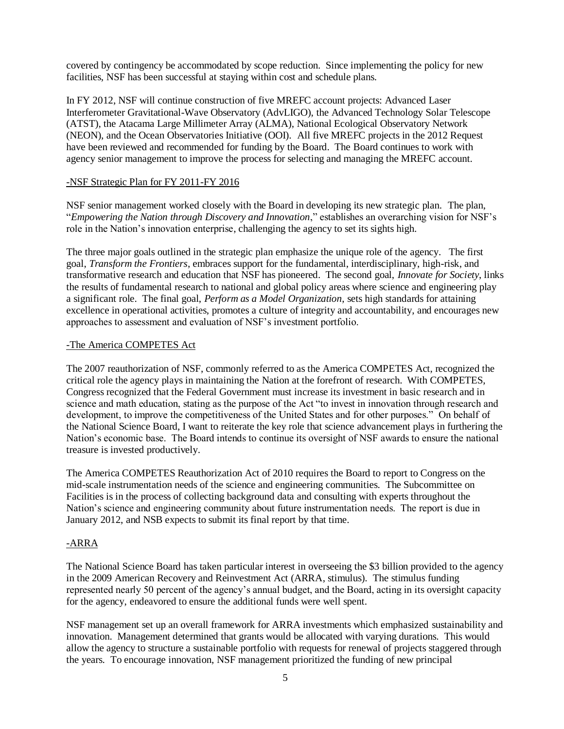covered by contingency be accommodated by scope reduction. Since implementing the policy for new facilities, NSF has been successful at staying within cost and schedule plans.

In FY 2012, NSF will continue construction of five MREFC account projects: Advanced Laser Interferometer Gravitational-Wave Observatory (AdvLIGO), the Advanced Technology Solar Telescope (ATST), the Atacama Large Millimeter Array (ALMA), National Ecological Observatory Network (NEON), and the Ocean Observatories Initiative (OOI). All five MREFC projects in the 2012 Request have been reviewed and recommended for funding by the Board. The Board continues to work with agency senior management to improve the process for selecting and managing the MREFC account.

-NSF Strategic Plan for FY 2011-FY 2016

NSF senior management worked closely with the Board in developing its new strategic plan. The plan, "*Empowering the Nation through Discovery and Innovation*," establishes an overarching vision for NSF's role in the Nation's innovation enterprise, challenging the agency to set its sights high.

The three major goals outlined in the strategic plan emphasize the unique role of the agency. The first goal, *Transform the Frontiers*, embraces support for the fundamental, interdisciplinary, high-risk, and transformative research and education that NSF has pioneered. The second goal, *Innovate for Society*, links the results of fundamental research to national and global policy areas where science and engineering play a significant role. The final goal, *Perform as a Model Organization*, sets high standards for attaining excellence in operational activities, promotes a culture of integrity and accountability, and encourages new approaches to assessment and evaluation of NSF's investment portfolio.

-The America COMPETES Act

The 2007 reauthorization of NSF, commonly referred to as the America COMPETES Act, recognized the critical role the agency plays in maintaining the Nation at the forefront of research. With COMPETES, Congress recognized that the Federal Government must increase its investment in basic research and in science and math education, stating as the purpose of the Act "to invest in innovation through research and development, to improve the competitiveness of the United States and for other purposes." On behalf of the National Science Board, I want to reiterate the key role that science advancement plays in furthering the Nation's economic base. The Board intends to continue its oversight of NSF awards to ensure the national treasure is invested productively.

The America COMPETES Reauthorization Act of 2010 requires the Board to report to Congress on the mid-scale instrumentation needs of the science and engineering communities. The Subcommittee on Facilities is in the process of collecting background data and consulting with experts throughout the Nation's science and engineering community about future instrumentation needs. The report is due in January 2012, and NSB expects to submit its final report by that time.

-ARRA

The National Science Board has taken particular interest in overseeing the $3 billion provided to the agency in the 2009 American Recovery and Reinvestment Act (ARRA, stimulus). The stimulus funding represented nearly 50 percent of the agency's annual budget, and the Board, acting in its oversight capacity for the agency, endeavored to ensure the additional funds were well spent.

NSF management set up an overall framework for ARRA investments which emphasized sustainability and innovation. Management determined that grants would be allocated with varying durations. This would allow the agency to structure a sustainable portfolio with requests for renewal of projects staggered through the years. To encourage innovation, NSF management prioritized the funding of new principal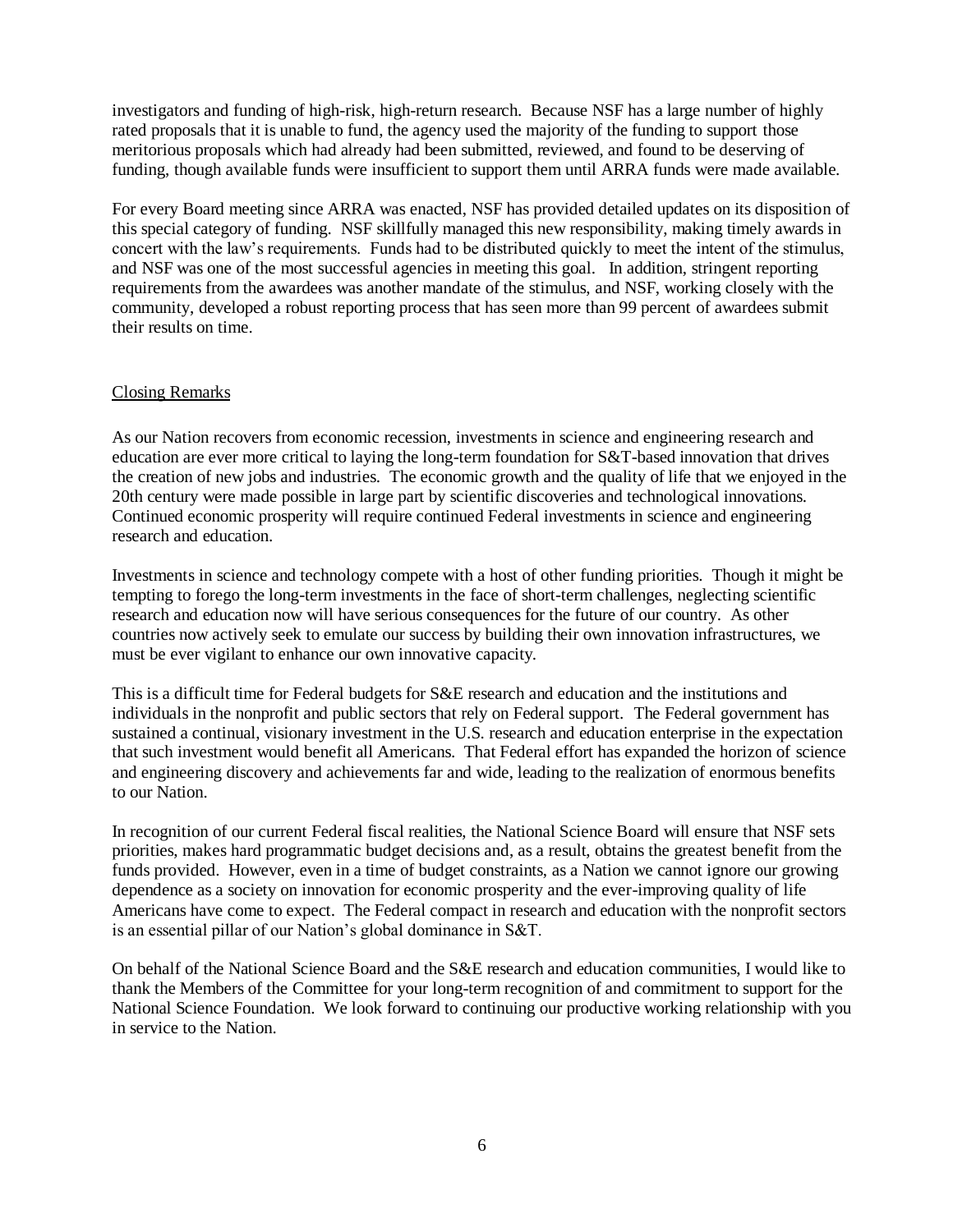investigators and funding of high-risk, high-return research. Because NSF has a large number of highly rated proposals that it is unable to fund, the agency used the majority of the funding to support those meritorious proposals which had already had been submitted, reviewed, and found to be deserving of funding, though available funds were insufficient to support them until ARRA funds were made available.

For every Board meeting since ARRA was enacted, NSF has provided detailed updates on its disposition of this special category of funding. NSF skillfully managed this new responsibility, making timely awards in concert with the law's requirements. Funds had to be distributed quickly to meet the intent of the stimulus, and NSF was one of the most successful agencies in meeting this goal. In addition, stringent reporting requirements from the awardees was another mandate of the stimulus, and NSF, working closely with the community, developed a robust reporting process that has seen more than 99 percent of awardees submit their results on time.

## Closing Remarks

As our Nation recovers from economic recession, investments in science and engineering research and education are ever more critical to laying the long-term foundation for S&T-based innovation that drives the creation of new jobs and industries. The economic growth and the quality of life that we enjoyed in the 20th century were made possible in large part by scientific discoveries and technological innovations. Continued economic prosperity will require continued Federal investments in science and engineering research and education.

Investments in science and technology compete with a host of other funding priorities. Though it might be tempting to forego the long-term investments in the face of short-term challenges, neglecting scientific research and education now will have serious consequences for the future of our country. As other countries now actively seek to emulate our success by building their own innovation infrastructures, we must be ever vigilant to enhance our own innovative capacity.

This is a difficult time for Federal budgets for S&E research and education and the institutions and individuals in the nonprofit and public sectors that rely on Federal support. The Federal government has sustained a continual, visionary investment in the U.S. research and education enterprise in the expectation that such investment would benefit all Americans. That Federal effort has expanded the horizon of science and engineering discovery and achievements far and wide, leading to the realization of enormous benefits to our Nation.

In recognition of our current Federal fiscal realities, the National Science Board will ensure that NSF sets priorities, makes hard programmatic budget decisions and, as a result, obtains the greatest benefit from the funds provided. However, even in a time of budget constraints, as a Nation we cannot ignore our growing dependence as a society on innovation for economic prosperity and the ever-improving quality of life Americans have come to expect. The Federal compact in research and education with the nonprofit sectors is an essential pillar of our Nation's global dominance in S&T.

On behalf of the National Science Board and the S&E research and education communities, I would like to thank the Members of the Committee for your long-term recognition of and commitment to support for the National Science Foundation. We look forward to continuing our productive working relationship with you in service to the Nation.